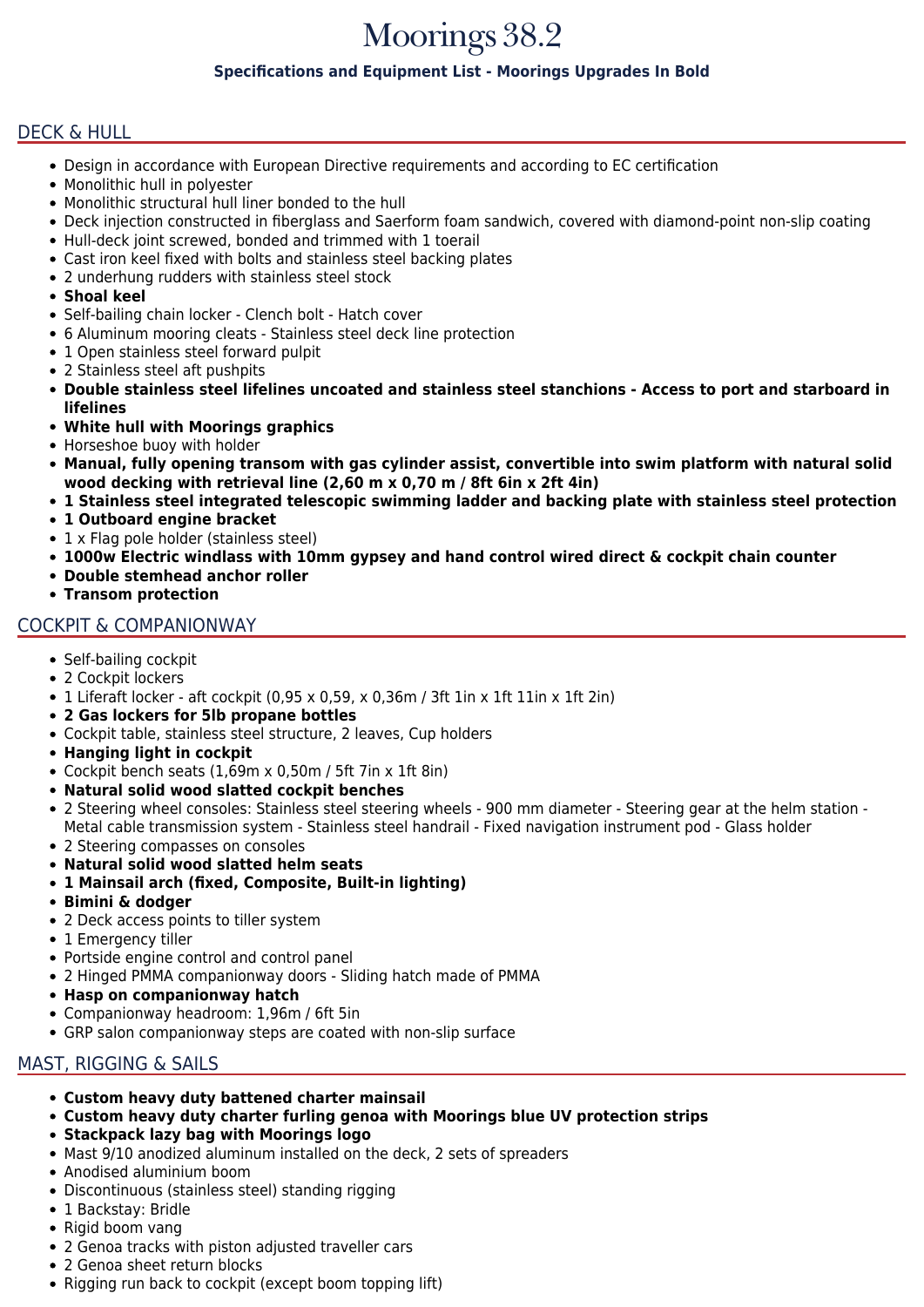# Moorings 38.2

**Specifications and Equipment List - Moorings Upgrades In Bold**

## DECK & HULL

- Design in accordance with European Directive requirements and according to EC certification
- Monolithic hull in polyester
- Monolithic structural hull liner bonded to the hull
- Deck injection constructed in fiberglass and Saerform foam sandwich, covered with diamond-point non-slip coating
- Hull-deck joint screwed, bonded and trimmed with 1 toerail
- Cast iron keel fixed with bolts and stainless steel backing plates
- 2 underhung rudders with stainless steel stock
- **Shoal keel**
- Self-bailing chain locker - Clench bolt - Hatch cover
- 6 Aluminum mooring cleats - Stainless steel deck line protection
- 1 Open stainless steel forward pulpit
- 2 Stainless steel aft pushpits
- **Double stainless steel lifelines uncoated and stainless steel stanchions - Access to port and starboard in lifelines**
- **White hull with Moorings graphics**
- Horseshoe buoy with holder
- **Manual, fully opening transom with gas cylinder assist, convertible into swim platform with natural solid wood decking with retrieval line (2,60 m x 0,70 m / 8ft 6in x 2ft 4in)**
- **1 Stainless steel integrated telescopic swimming ladder and backing plate with stainless steel protection**
- **1 Outboard engine bracket**
- 1 x Flag pole holder (stainless steel)
- **1000w Electric windlass with 10mm gypsey and hand control wired direct & cockpit chain counter**
- **Double stemhead anchor roller**
- **Transom protection**

## COCKPIT & COMPANIONWAY

- Self-bailing cockpit
- 2 Cockpit lockers
- 1 Liferaft locker - aft cockpit (0,95 x 0,59, x 0,36m / 3ft 1in x 1ft 11in x 1ft 2in)
- **2 Gas lockers for 5lb propane bottles**
- Cockpit table, stainless steel structure, 2 leaves, Cup holders
- **Hanging light in cockpit**
- Cockpit bench seats (1,69m x 0,50m / 5ft 7in x 1ft 8in)
- **Natural solid wood slatted cockpit benches**
- 2 Steering wheel consoles: Stainless steel steering wheels - 900 mm diameter - Steering gear at the helm station - Metal cable transmission system - Stainless steel handrail - Fixed navigation instrument pod - Glass holder
- 2 Steering compasses on consoles
- **Natural solid wood slatted helm seats**
- **1 Mainsail arch (fixed, Composite, Built-in lighting)**
- **Bimini & dodger**
- 2 Deck access points to tiller system
- 1 Emergency tiller
- Portside engine control and control panel
- 2 Hinged PMMA companionway doors - Sliding hatch made of PMMA
- **Hasp on companionway hatch**
- Companionway headroom: 1,96m / 6ft 5in
- GRP salon companionway steps are coated with non-slip surface

## MAST, RIGGING & SAILS

- **Custom heavy duty battened charter mainsail**
- **Custom heavy duty charter furling genoa with Moorings blue UV protection strips**
- **Stackpack lazy bag with Moorings logo**
- Mast 9/10 anodized aluminum installed on the deck, 2 sets of spreaders
- Anodised aluminium boom
- Discontinuous (stainless steel) standing rigging
- 1 Backstay: Bridle
- Rigid boom vang
- 2 Genoa tracks with piston adjusted traveller cars
- 2 Genoa sheet return blocks
- Rigging run back to cockpit (except boom topping lift)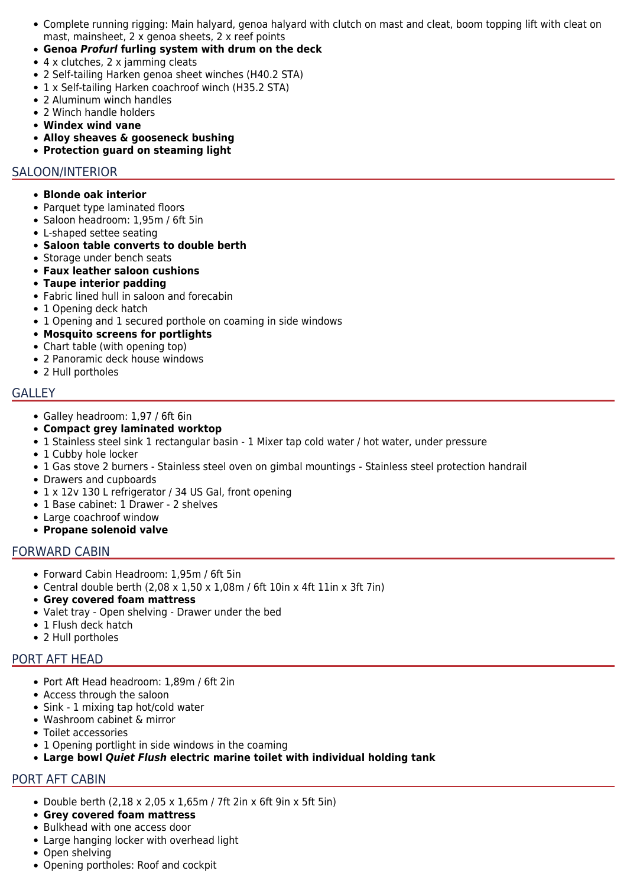- Complete running rigging: Main halyard, genoa halyard with clutch on mast and cleat, boom topping lift with cleat on mast, mainsheet, 2 x genoa sheets, 2 x reef points
- **Genoa *Profurl* furling system with drum on the deck**
- 4 x clutches, 2 x jamming cleats
- 2 Self-tailing Harken genoa sheet winches (H40.2 STA)
- 1 x Self-tailing Harken coachroof winch (H35.2 STA)
- 2 Aluminum winch handles
- 2 Winch handle holders
- **Windex wind vane**
- **Alloy sheaves & gooseneck bushing**
- **Protection guard on steaming light**

## SALOON/INTERIOR

- **Blonde oak interior**
- Parquet type laminated floors
- Saloon headroom: 1,95m / 6ft 5in
- L-shaped settee seating
- **Saloon table converts to double berth**
- Storage under bench seats
- **Faux leather saloon cushions**
- **Taupe interior padding**
- Fabric lined hull in saloon and forecabin
- 1 Opening deck hatch
- 1 Opening and 1 secured porthole on coaming in side windows
- **Mosquito screens for portlights**
- Chart table (with opening top)
- 2 Panoramic deck house windows
- 2 Hull portholes

## GALLEY

- Galley headroom: 1,97 / 6ft 6in
- **Compact grey laminated worktop**
- 1 Stainless steel sink 1 rectangular basin - 1 Mixer tap cold water / hot water, under pressure
- 1 Cubby hole locker
- 1 Gas stove 2 burners - Stainless steel oven on gimbal mountings - Stainless steel protection handrail
- Drawers and cupboards
- 1 x 12v 130 L refrigerator / 34 US Gal, front opening
- 1 Base cabinet: 1 Drawer - 2 shelves
- Large coachroof window
- **Propane solenoid valve**

## FORWARD CABIN

- Forward Cabin Headroom: 1,95m / 6ft 5in
- Central double berth (2,08 x 1,50 x 1,08m / 6ft 10in x 4ft 11in x 3ft 7in)
- **Grey covered foam mattress**
- Valet tray - Open shelving - Drawer under the bed
- 1 Flush deck hatch
- 2 Hull portholes

## PORT AFT HEAD

- Port Aft Head headroom: 1,89m / 6ft 2in
- Access through the saloon
- Sink - 1 mixing tap hot/cold water
- Washroom cabinet & mirror
- Toilet accessories
- 1 Opening portlight in side windows in the coaming
- **Large bowl *Quiet Flush* electric marine toilet with individual holding tank**

## PORT AFT CABIN

- Double berth (2,18 x 2,05 x 1,65m / 7ft 2in x 6ft 9in x 5ft 5in)
- **Grey covered foam mattress**
- Bulkhead with one access door
- Large hanging locker with overhead light
- Open shelving
- Opening portholes: Roof and cockpit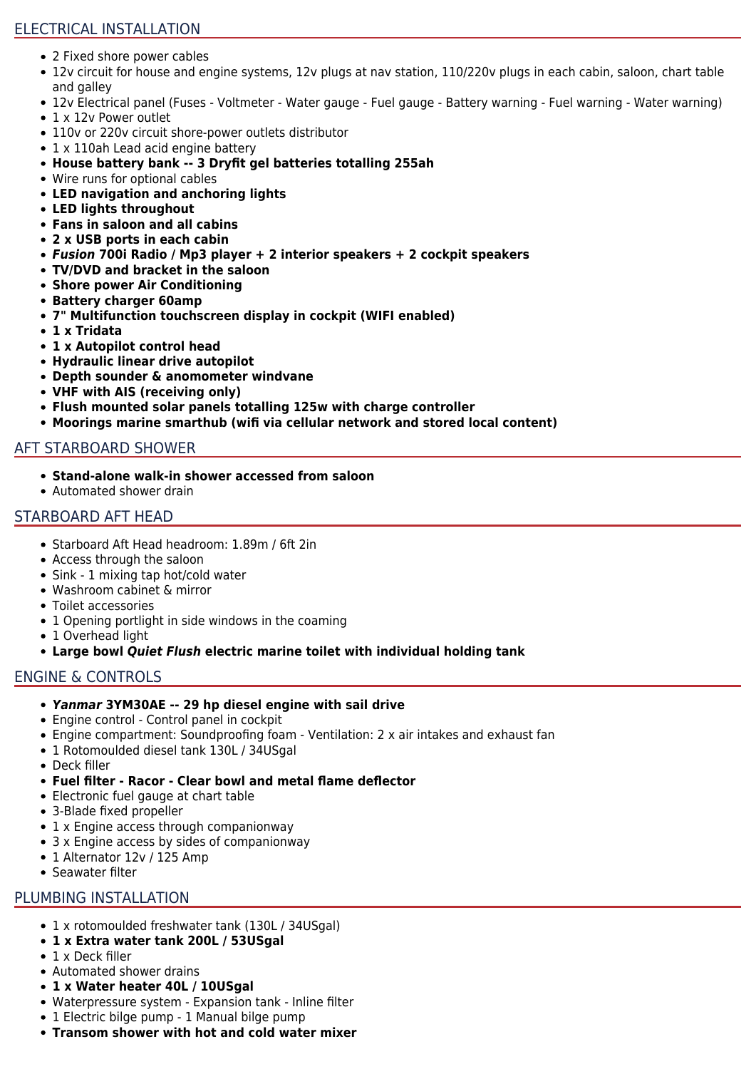## ELECTRICAL INSTALLATION

- 2 Fixed shore power cables
- 12v circuit for house and engine systems, 12v plugs at nav station, 110/220v plugs in each cabin, saloon, chart table and galley
- 12v Electrical panel (Fuses - Voltmeter - Water gauge - Fuel gauge - Battery warning - Fuel warning - Water warning)
- 1 x 12v Power outlet
- 110v or 220v circuit shore-power outlets distributor
- 1 x 110ah Lead acid engine battery
- **House battery bank -- 3 Dryfit gel batteries totalling 255ah**
- Wire runs for optional cables
- **LED navigation and anchoring lights**
- **LED lights throughout**
- **Fans in saloon and all cabins**
- **2 x USB ports in each cabin**
- ***Fusion* 700i Radio / Mp3 player + 2 interior speakers + 2 cockpit speakers**
- **TV/DVD and bracket in the saloon**
- **Shore power Air Conditioning**
- **Battery charger 60amp**
- **7" Multifunction touchscreen display in cockpit (WIFI enabled)**
- **1 x Tridata**
- **1 x Autopilot control head**
- **Hydraulic linear drive autopilot**
- **Depth sounder & anomometer windvane**
- **VHF with AIS (receiving only)**
- **Flush mounted solar panels totalling 125w with charge controller**
- **Moorings marine smarthub (wifi via cellular network and stored local content)**

## AFT STARBOARD SHOWER

- **Stand-alone walk-in shower accessed from saloon**
- Automated shower drain

## STARBOARD AFT HEAD

- Starboard Aft Head headroom: 1.89m / 6ft 2in
- Access through the saloon
- Sink - 1 mixing tap hot/cold water
- Washroom cabinet & mirror
- Toilet accessories
- 1 Opening portlight in side windows in the coaming
- 1 Overhead light
- **Large bowl *Quiet Flush* electric marine toilet with individual holding tank**

## ENGINE & CONTROLS

- ***Yanmar* 3YM30AE -- 29 hp diesel engine with sail drive**
- Engine control - Control panel in cockpit
- Engine compartment: Soundproofing foam - Ventilation: 2 x air intakes and exhaust fan
- 1 Rotomoulded diesel tank 130L / 34USgal
- Deck filler
- **Fuel filter - Racor - Clear bowl and metal flame deflector**
- Electronic fuel gauge at chart table
- 3-Blade fixed propeller
- 1 x Engine access through companionway
- 3 x Engine access by sides of companionway
- 1 Alternator 12v / 125 Amp
- Seawater filter

## PLUMBING INSTALLATION

- 1 x rotomoulded freshwater tank (130L / 34USgal)
- **1 x Extra water tank 200L / 53USgal**
- 1 x Deck filler
- Automated shower drains
- **1 x Water heater 40L / 10USgal**
- Waterpressure system - Expansion tank - Inline filter
- 1 Electric bilge pump - 1 Manual bilge pump
- **Transom shower with hot and cold water mixer**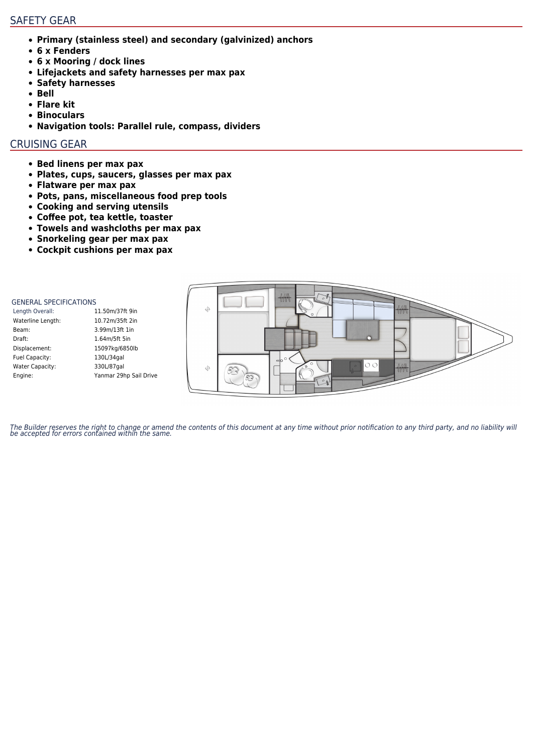## SAFETY GEAR

- **Primary (stainless steel) and secondary (galvinized) anchors**
- **6 x Fenders**
- **6 x Mooring / dock lines**
- **Lifejackets and safety harnesses per max pax**
- **Safety harnesses**
- **Bell**
- **Flare kit**
- **Binoculars**
- **Navigation tools: Parallel rule, compass, dividers**

## CRUISING GEAR

- **Bed linens per max pax**
- **Plates, cups, saucers, glasses per max pax**
- **Flatware per max pax**
- **Pots, pans, miscellaneous food prep tools**
- **Cooking and serving utensils**
- **Coffee pot, tea kettle, toaster**
- **Towels and washcloths per max pax**
- **Snorkeling gear per max pax**
- **Cockpit cushions per max pax**

### GENERAL SPECIFICATIONS

| | |
|---|---|
| Length Overall: | 11.50m/37ft 9in |
| Waterline Length: | 10.72m/35ft 2in |
| Beam: | 3.99m/13ft 1in |
| Draft: | 1.64m/5ft 5in |
| Displacement: | 15097kg/6850lb |
| Fuel Capacity: | 130L/34gal |
| Water Capacity: | 330L/87gal |
| Engine: | Yanmar 29hp Sail Drive |

*The Builder reserves the right to change or amend the contents of this document at any time without prior notification to any third party, and no liability will be accepted for errors contained within the same.*